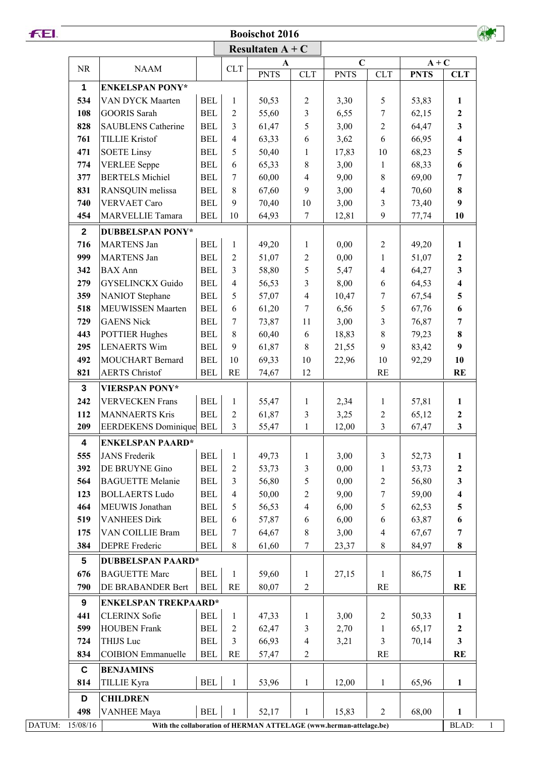# Booischot 2016

## Resultaten A + C

| NR | NAAM | | CLT | A | | C | | A + C | |
|---|---|---|---|---|---|---|---|---|---|
| | | | | PNTS | CLT | PNTS | CLT | PNTS | CLT |
| **1** | **ENKELSPAN PONY*** | | | | | | | | |
| **534** | VAN DYCK Maarten | BEL | 1 | 50,53 | 2 | 3,30 | 5 | 53,83 | **1** |
| **108** | GOORIS Sarah | BEL | 2 | 55,60 | 3 | 6,55 | 7 | 62,15 | **2** |
| **828** | SAUBLENS Catherine | BEL | 3 | 61,47 | 5 | 3,00 | 2 | 64,47 | **3** |
| **761** | TILLIE Kristof | BEL | 4 | 63,33 | 6 | 3,62 | 6 | 66,95 | **4** |
| **471** | SOETE Linsy | BEL | 5 | 50,40 | 1 | 17,83 | 10 | 68,23 | **5** |
| **774** | VERLEE Seppe | BEL | 6 | 65,33 | 8 | 3,00 | 1 | 68,33 | **6** |
| **377** | BERTELS Michiel | BEL | 7 | 60,00 | 4 | 9,00 | 8 | 69,00 | **7** |
| **831** | RANSQUIN melissa | BEL | 8 | 67,60 | 9 | 3,00 | 4 | 70,60 | **8** |
| **740** | VERVAET Caro | BEL | 9 | 70,40 | 10 | 3,00 | 3 | 73,40 | **9** |
| **454** | MARVELLIE Tamara | BEL | 10 | 64,93 | 7 | 12,81 | 9 | 77,74 | **10** |
| **2** | **DUBBELSPAN PONY*** | | | | | | | | |
| **716** | MARTENS Jan | BEL | 1 | 49,20 | 1 | 0,00 | 2 | 49,20 | **1** |
| **999** | MARTENS Jan | BEL | 2 | 51,07 | 2 | 0,00 | 1 | 51,07 | **2** |
| **342** | BAX Ann | BEL | 3 | 58,80 | 5 | 5,47 | 4 | 64,27 | **3** |
| **279** | GYSELINCKX Guido | BEL | 4 | 56,53 | 3 | 8,00 | 6 | 64,53 | **4** |
| **359** | NANIOT Stephane | BEL | 5 | 57,07 | 4 | 10,47 | 7 | 67,54 | **5** |
| **518** | MEUWISSEN Maarten | BEL | 6 | 61,20 | 7 | 6,56 | 5 | 67,76 | **6** |
| **729** | GAENS Nick | BEL | 7 | 73,87 | 11 | 3,00 | 3 | 76,87 | **7** |
| **443** | POTTIER Hughes | BEL | 8 | 60,40 | 6 | 18,83 | 8 | 79,23 | **8** |
| **295** | LENAERTS Wim | BEL | 9 | 61,87 | 8 | 21,55 | 9 | 83,42 | **9** |
| **492** | MOUCHART Bernard | BEL | 10 | 69,33 | 10 | 22,96 | 10 | 92,29 | **10** |
| **821** | AERTS Christof | BEL | RE | 74,67 | 12 | | RE | | **RE** |
| **3** | **VIERSPAN PONY*** | | | | | | | | |
| **242** | VERVECKEN Frans | BEL | 1 | 55,47 | 1 | 2,34 | 1 | 57,81 | **1** |
| **112** | MANNAERTS Kris | BEL | 2 | 61,87 | 3 | 3,25 | 2 | 65,12 | **2** |
| **209** | EERDEKENS Dominique | BEL | 3 | 55,47 | 1 | 12,00 | 3 | 67,47 | **3** |
| **4** | **ENKELSPAN PAARD*** | | | | | | | | |
| **555** | JANS Frederik | BEL | 1 | 49,73 | 1 | 3,00 | 3 | 52,73 | **1** |
| **392** | DE BRUYNE Gino | BEL | 2 | 53,73 | 3 | 0,00 | 1 | 53,73 | **2** |
| **564** | BAGUETTE Melanie | BEL | 3 | 56,80 | 5 | 0,00 | 2 | 56,80 | **3** |
| **123** | BOLLAERTS Ludo | BEL | 4 | 50,00 | 2 | 9,00 | 7 | 59,00 | **4** |
| **464** | MEUWIS Jonathan | BEL | 5 | 56,53 | 4 | 6,00 | 5 | 62,53 | **5** |
| **519** | VANHEES Dirk | BEL | 6 | 57,87 | 6 | 6,00 | 6 | 63,87 | **6** |
| **175** | VAN COILLIE Bram | BEL | 7 | 64,67 | 8 | 3,00 | 4 | 67,67 | **7** |
| **384** | DEPRE Frederic | BEL | 8 | 61,60 | 7 | 23,37 | 8 | 84,97 | **8** |
| **5** | **DUBBELSPAN PAARD*** | | | | | | | | |
| **676** | BAGUETTE Marc | BEL | 1 | 59,60 | 1 | 27,15 | 1 | 86,75 | **1** |
| **790** | DE BRABANDER Bert | BEL | RE | 80,07 | 2 | | RE | | **RE** |
| **9** | **ENKELSPAN TREKPAARD*** | | | | | | | | |
| **441** | CLERINX Sofie | BEL | 1 | 47,33 | 1 | 3,00 | 2 | 50,33 | **1** |
| **599** | HOUBEN Frank | BEL | 2 | 62,47 | 3 | 2,70 | 1 | 65,17 | **2** |
| **724** | THIJS Luc | BEL | 3 | 66,93 | 4 | 3,21 | 3 | 70,14 | **3** |
| **834** | COIBION Emmanuelle | BEL | RE | 57,47 | 2 | | RE | | **RE** |
| **C** | **BENJAMINS** | | | | | | | | |
| **814** | TILLIE Kyra | BEL | 1 | 53,96 | 1 | 12,00 | 1 | 65,96 | **1** |
| **D** | **CHILDREN** | | | | | | | | |
| **498** | VANHEE Maya | BEL | 1 | 52,17 | 1 | 15,83 | 2 | 68,00 | **1** |

DATUM: 15/08/16 — With the collaboration of HERMAN ATTELAGE (www.herman-attelage.be)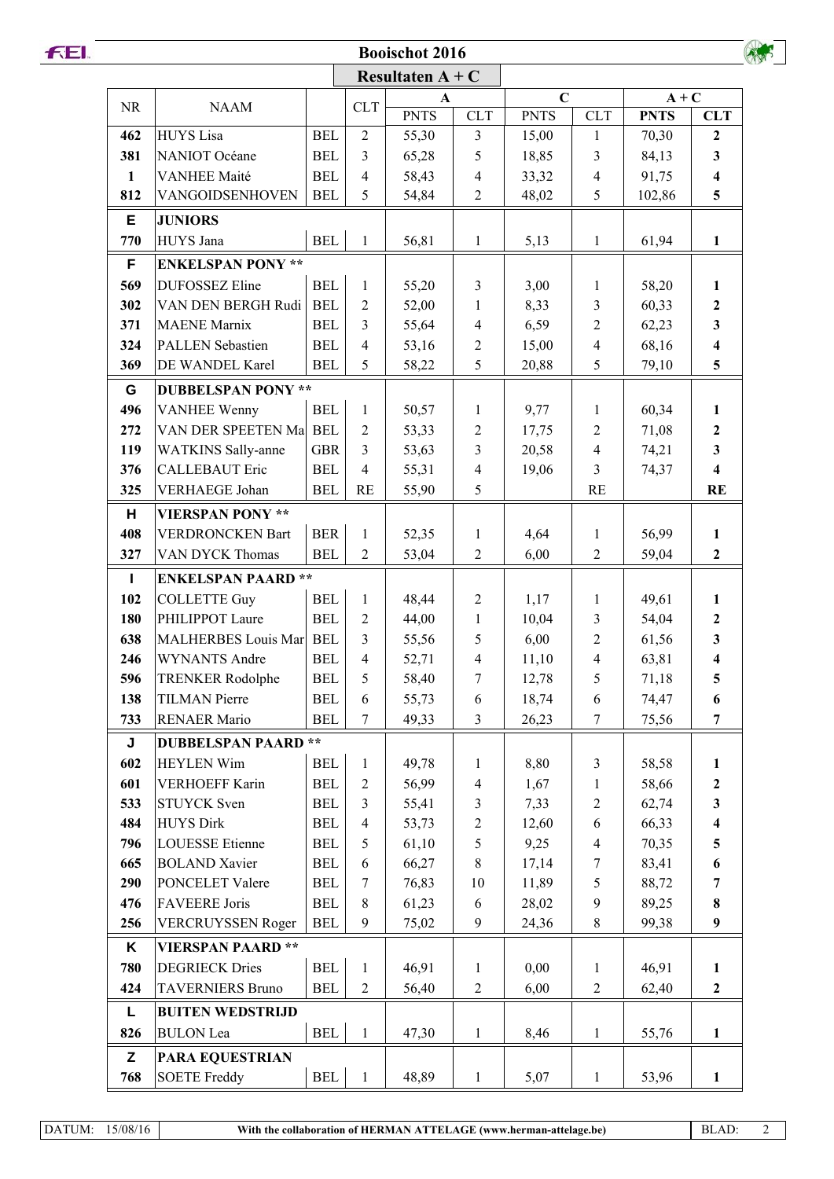**Booischot 2016**

**Resultaten A + C**

| NR | NAAM | | CLT | A | | C | | A + C | |
|---|---|---|---|---|---|---|---|---|---|
| | | | | PNTS | CLT | PNTS | CLT | **PNTS** | **CLT** |
| **462** | HUYS Lisa | BEL | 2 | 55,30 | 3 | 15,00 | 1 | 70,30 | **2** |
| **381** | NANIOT Océane | BEL | 3 | 65,28 | 5 | 18,85 | 3 | 84,13 | **3** |
| **1** | VANHEE Maité | BEL | 4 | 58,43 | 4 | 33,32 | 4 | 91,75 | **4** |
| **812** | VANGOIDSENHOVEN | BEL | 5 | 54,84 | 2 | 48,02 | 5 | 102,86 | **5** |
| **E** | **JUNIORS** | | | | | | | | |
| **770** | HUYS Jana | BEL | 1 | 56,81 | 1 | 5,13 | 1 | 61,94 | **1** |
| **F** | **ENKELSPAN PONY \*\*** | | | | | | | | |
| **569** | DUFOSSEZ Eline | BEL | 1 | 55,20 | 3 | 3,00 | 1 | 58,20 | **1** |
| **302** | VAN DEN BERGH Rudi | BEL | 2 | 52,00 | 1 | 8,33 | 3 | 60,33 | **2** |
| **371** | MAENE Marnix | BEL | 3 | 55,64 | 4 | 6,59 | 2 | 62,23 | **3** |
| **324** | PALLEN Sebastien | BEL | 4 | 53,16 | 2 | 15,00 | 4 | 68,16 | **4** |
| **369** | DE WANDEL Karel | BEL | 5 | 58,22 | 5 | 20,88 | 5 | 79,10 | **5** |
| **G** | **DUBBELSPAN PONY \*\*** | | | | | | | | |
| **496** | VANHEE Wenny | BEL | 1 | 50,57 | 1 | 9,77 | 1 | 60,34 | **1** |
| **272** | VAN DER SPEETEN Ma | BEL | 2 | 53,33 | 2 | 17,75 | 2 | 71,08 | **2** |
| **119** | WATKINS Sally-anne | GBR | 3 | 53,63 | 3 | 20,58 | 4 | 74,21 | **3** |
| **376** | CALLEBAUT Eric | BEL | 4 | 55,31 | 4 | 19,06 | 3 | 74,37 | **4** |
| **325** | VERHAEGE Johan | BEL | RE | 55,90 | 5 | | RE | | **RE** |
| **H** | **VIERSPAN PONY \*\*** | | | | | | | | |
| **408** | VERDRONCKEN Bart | BER | 1 | 52,35 | 1 | 4,64 | 1 | 56,99 | **1** |
| **327** | VAN DYCK Thomas | BEL | 2 | 53,04 | 2 | 6,00 | 2 | 59,04 | **2** |
| **I** | **ENKELSPAN PAARD \*\*** | | | | | | | | |
| **102** | COLLETTE Guy | BEL | 1 | 48,44 | 2 | 1,17 | 1 | 49,61 | **1** |
| **180** | PHILIPPOT Laure | BEL | 2 | 44,00 | 1 | 10,04 | 3 | 54,04 | **2** |
| **638** | MALHERBES Louis Mar | BEL | 3 | 55,56 | 5 | 6,00 | 2 | 61,56 | **3** |
| **246** | WYNANTS Andre | BEL | 4 | 52,71 | 4 | 11,10 | 4 | 63,81 | **4** |
| **596** | TRENKER Rodolphe | BEL | 5 | 58,40 | 7 | 12,78 | 5 | 71,18 | **5** |
| **138** | TILMAN Pierre | BEL | 6 | 55,73 | 6 | 18,74 | 6 | 74,47 | **6** |
| **733** | RENAER Mario | BEL | 7 | 49,33 | 3 | 26,23 | 7 | 75,56 | **7** |
| **J** | **DUBBELSPAN PAARD \*\*** | | | | | | | | |
| **602** | HEYLEN Wim | BEL | 1 | 49,78 | 1 | 8,80 | 3 | 58,58 | **1** |
| **601** | VERHOEFF Karin | BEL | 2 | 56,99 | 4 | 1,67 | 1 | 58,66 | **2** |
| **533** | STUYCK Sven | BEL | 3 | 55,41 | 3 | 7,33 | 2 | 62,74 | **3** |
| **484** | HUYS Dirk | BEL | 4 | 53,73 | 2 | 12,60 | 6 | 66,33 | **4** |
| **796** | LOUESSE Etienne | BEL | 5 | 61,10 | 5 | 9,25 | 4 | 70,35 | **5** |
| **665** | BOLAND Xavier | BEL | 6 | 66,27 | 8 | 17,14 | 7 | 83,41 | **6** |
| **290** | PONCELET Valere | BEL | 7 | 76,83 | 10 | 11,89 | 5 | 88,72 | **7** |
| **476** | FAVEERE Joris | BEL | 8 | 61,23 | 6 | 28,02 | 9 | 89,25 | **8** |
| **256** | VERCRUYSSEN Roger | BEL | 9 | 75,02 | 9 | 24,36 | 8 | 99,38 | **9** |
| **K** | **VIERSPAN PAARD \*\*** | | | | | | | | |
| **780** | DEGRIECK Dries | BEL | 1 | 46,91 | 1 | 0,00 | 1 | 46,91 | **1** |
| **424** | TAVERNIERS Bruno | BEL | 2 | 56,40 | 2 | 6,00 | 2 | 62,40 | **2** |
| **L** | **BUITEN WEDSTRIJD** | | | | | | | | |
| **826** | BULON Lea | BEL | 1 | 47,30 | 1 | 8,46 | 1 | 55,76 | **1** |
| **Z** | **PARA EQUESTRIAN** | | | | | | | | |
| **768** | SOETE Freddy | BEL | 1 | 48,89 | 1 | 5,07 | 1 | 53,96 | **1** |

DATUM: 15/08/16 | With the collaboration of HERMAN ATTELAGE (www.herman-attelage.be)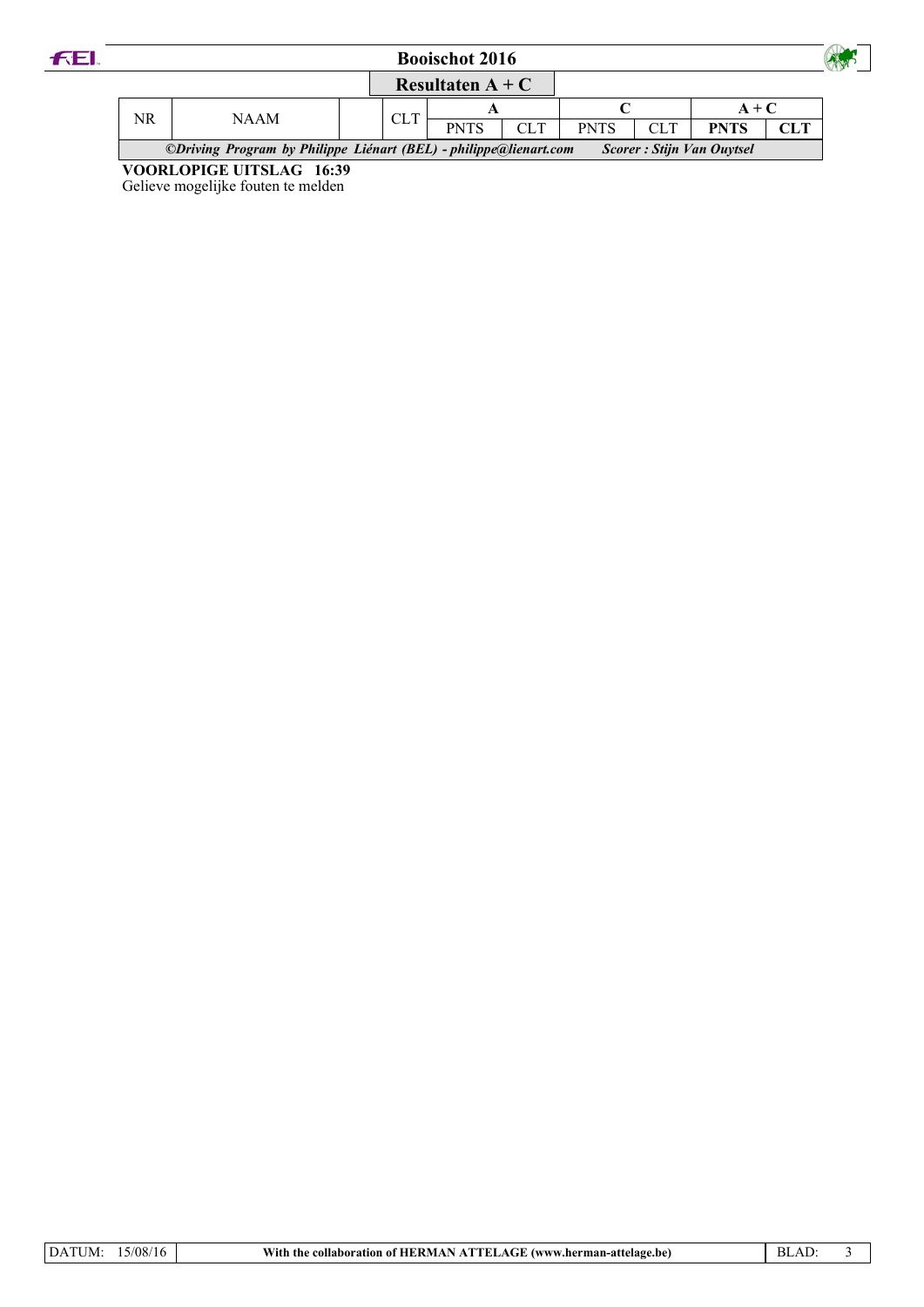# Booischot 2016

## Resultaten A + C

| NR | NAAM | | CLT | A | | C | | A + C | |
|---|---|---|---|---|---|---|---|---|---|
| | | | | PNTS | CLT | PNTS | CLT | **PNTS** | **CLT** |

*©Driving Program by Philippe Liénart (BEL) - philippe@lienart.com Scorer : Stijn Van Ouytsel*

**VOORLOPIGE UITSLAG 16:39**
Gelieve mogelijke fouten te melden

DATUM: 15/08/16 | **With the collaboration of HERMAN ATTELAGE (www.herman-attelage.be)**